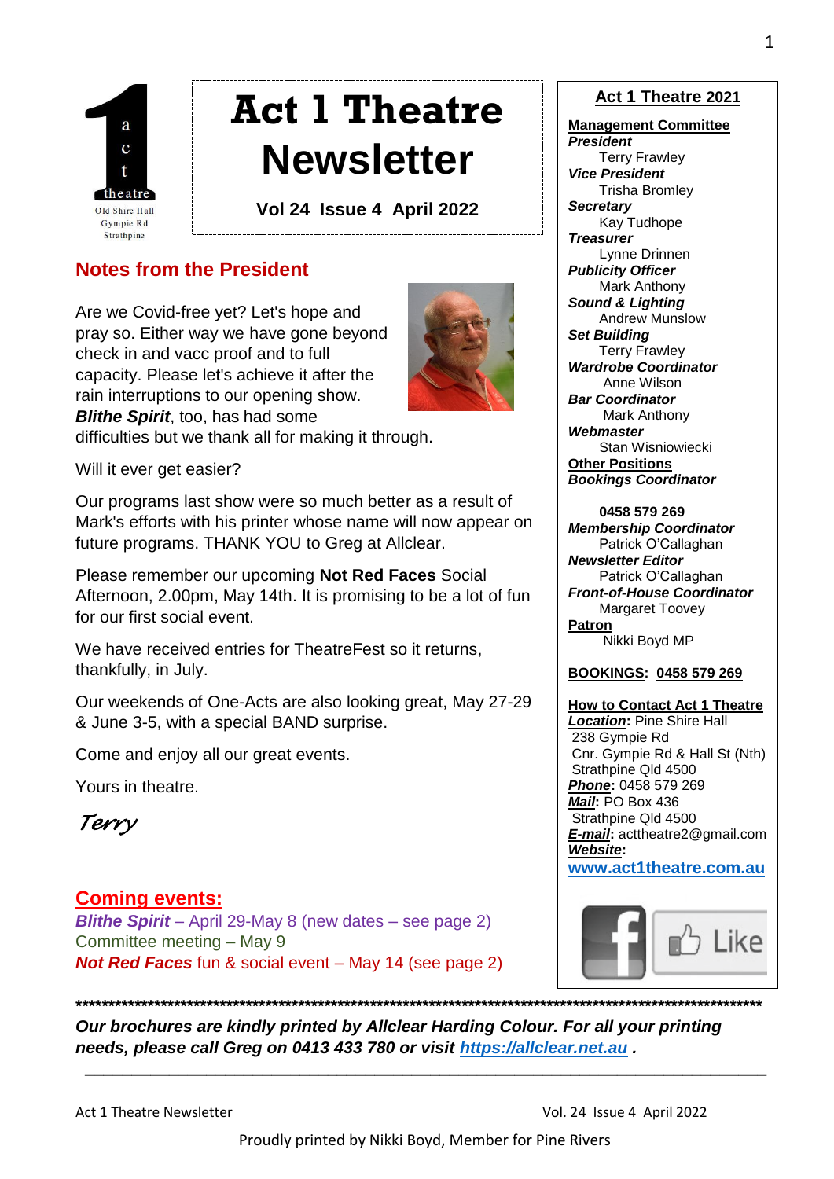a c t theatre
Old Shire Hall
Gympie Rd
Strathpine

# Act 1 Theatre Newsletter

**Vol 24 Issue 4 April 2022**

## Notes from the President

Are we Covid-free yet? Let's hope and pray so. Either way we have gone beyond check in and vacc proof and to full capacity. Please let's achieve it after the rain interruptions to our opening show. ***Blithe Spirit***, too, has had some difficulties but we thank all for making it through.

Will it ever get easier?

Our programs last show were so much better as a result of Mark's efforts with his printer whose name will now appear on future programs. THANK YOU to Greg at Allclear.

Please remember our upcoming **Not Red Faces** Social Afternoon, 2.00pm, May 14th. It is promising to be a lot of fun for our first social event.

We have received entries for TheatreFest so it returns, thankfully, in July.

Our weekends of One-Acts are also looking great, May 27-29 & June 3-5, with a special BAND surprise.

Come and enjoy all our great events.

Yours in theatre.

*Terry*

## Coming events:

***Blithe Spirit*** – April 29-May 8 (new dates – see page 2)
Committee meeting – May 9
***Not Red Faces*** fun & social event – May 14 (see page 2)

### Act 1 Theatre 2021

**Management Committee**

***President***
Terry Frawley
***Vice President***
Trisha Bromley
***Secretary***
Kay Tudhope
***Treasurer***
Lynne Drinnen
***Publicity Officer***
Mark Anthony
***Sound & Lighting***
Andrew Munslow
***Set Building***
Terry Frawley
***Wardrobe Coordinator***
Anne Wilson
***Bar Coordinator***
Mark Anthony
***Webmaster***
Stan Wisniowiecki

**Other Positions**

***Bookings Coordinator***
**0458 579 269**
***Membership Coordinator***
Patrick O'Callaghan
***Newsletter Editor***
Patrick O'Callaghan
***Front-of-House Coordinator***
Margaret Toovey

**Patron**
Nikki Boyd MP

**BOOKINGS: 0458 579 269**

**How to Contact Act 1 Theatre**

***Location*:** Pine Shire Hall
238 Gympie Rd
Cnr. Gympie Rd & Hall St (Nth)
Strathpine Qld 4500
***Phone*:** 0458 579 269
***Mail*:** PO Box 436
Strathpine Qld 4500
***E-mail*:** acttheatre2@gmail.com
***Website*:**
**www.act1theatre.com.au**

Like

**************************************************************************************************************

***Our brochures are kindly printed by Allclear Harding Colour. For all your printing needs, please call Greg on 0413 433 780 or visit https://allclear.net.au .***

Proudly printed by Nikki Boyd, Member for Pine Rivers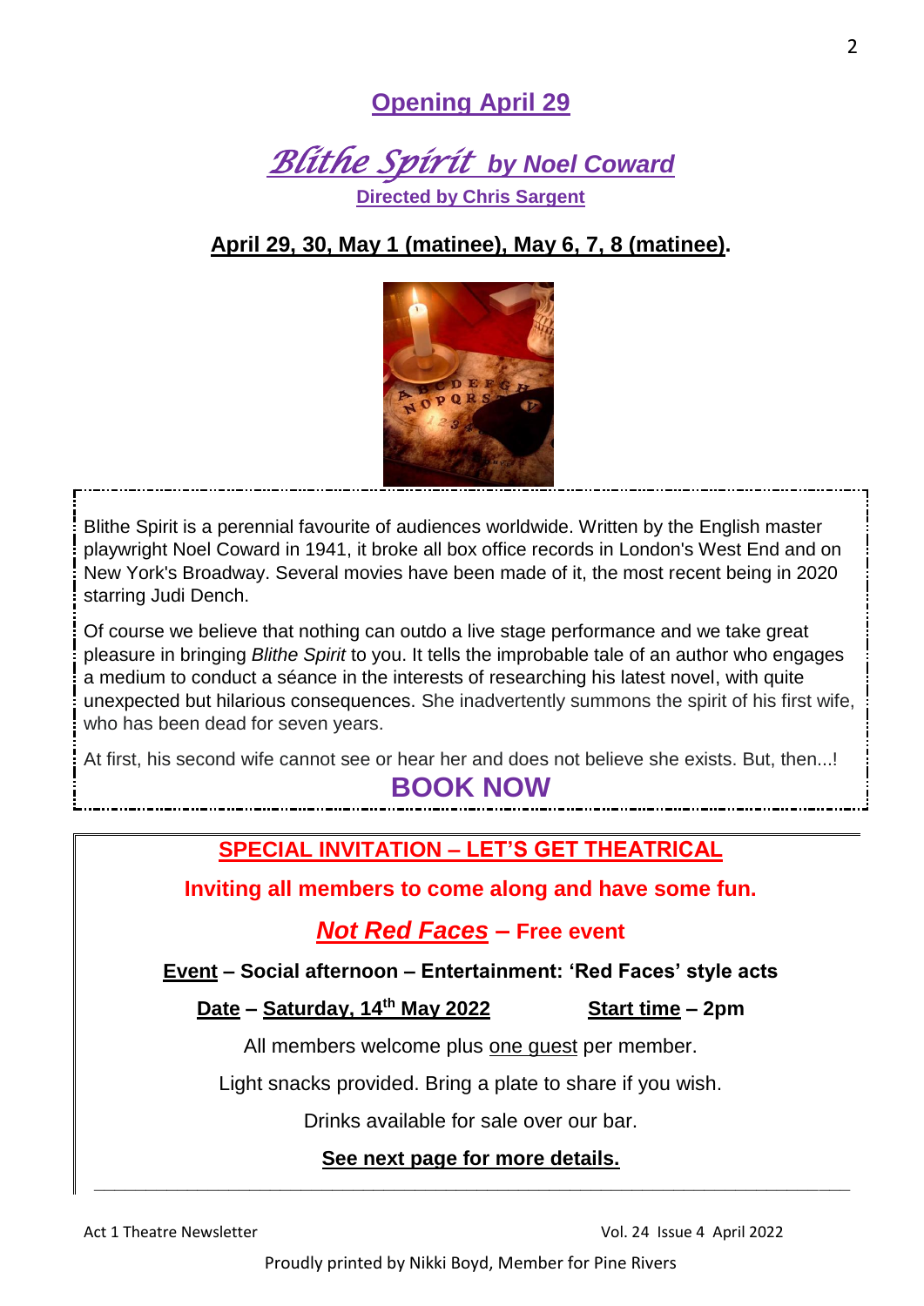## Opening April 29

# *Blithe Spirit* by Noel Coward

**Directed by Chris Sargent**

**April 29, 30, May 1 (matinee), May 6, 7, 8 (matinee).**

Blithe Spirit is a perennial favourite of audiences worldwide. Written by the English master playwright Noel Coward in 1941, it broke all box office records in London's West End and on New York's Broadway. Several movies have been made of it, the most recent being in 2020 starring Judi Dench.

Of course we believe that nothing can outdo a live stage performance and we take great pleasure in bringing *Blithe Spirit* to you. It tells the improbable tale of an author who engages a medium to conduct a séance in the interests of researching his latest novel, with quite unexpected but hilarious consequences. She inadvertently summons the spirit of his first wife, who has been dead for seven years.

At first, his second wife cannot see or hear her and does not believe she exists. But, then...!

**BOOK NOW**

## SPECIAL INVITATION – LET'S GET THEATRICAL

**Inviting all members to come along and have some fun.**

***Not Red Faces*** **– Free event**

**Event – Social afternoon – Entertainment: 'Red Faces' style acts**

**Date – Saturday, 14th May 2022** **Start time – 2pm**

All members welcome plus one guest per member.

Light snacks provided. Bring a plate to share if you wish.

Drinks available for sale over our bar.

**See next page for more details.**

Proudly printed by Nikki Boyd, Member for Pine Rivers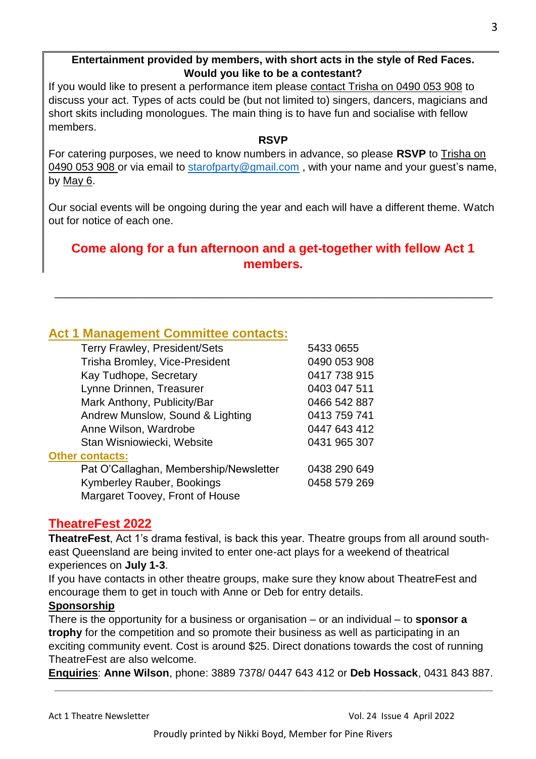**Entertainment provided by members, with short acts in the style of Red Faces. Would you like to be a contestant?**

If you would like to present a performance item please contact Trisha on 0490 053 908 to discuss your act. Types of acts could be (but not limited to) singers, dancers, magicians and short skits including monologues. The main thing is to have fun and socialise with fellow members.

**RSVP**

For catering purposes, we need to know numbers in advance, so please **RSVP** to Trisha on 0490 053 908 or via email to starofparty@gmail.com , with your name and your guest's name, by May 6.

Our social events will be ongoing during the year and each will have a different theme. Watch out for notice of each one.

**Come along for a fun afternoon and a get-together with fellow Act 1 members.**

---

## Act 1 Management Committee contacts:

| | |
|---|---|
| Terry Frawley, President/Sets | 5433 0655 |
| Trisha Bromley, Vice-President | 0490 053 908 |
| Kay Tudhope, Secretary | 0417 738 915 |
| Lynne Drinnen, Treasurer | 0403 047 511 |
| Mark Anthony, Publicity/Bar | 0466 542 887 |
| Andrew Munslow, Sound & Lighting | 0413 759 741 |
| Anne Wilson, Wardrobe | 0447 643 412 |
| Stan Wisniowiecki, Website | 0431 965 307 |

**Other contacts:**

| | |
|---|---|
| Pat O'Callaghan, Membership/Newsletter | 0438 290 649 |
| Kymberley Rauber, Bookings | 0458 579 269 |
| Margaret Toovey, Front of House | |

## TheatreFest 2022

**TheatreFest**, Act 1's drama festival, is back this year. Theatre groups from all around south-east Queensland are being invited to enter one-act plays for a weekend of theatrical experiences on **July 1-3**.

If you have contacts in other theatre groups, make sure they know about TheatreFest and encourage them to get in touch with Anne or Deb for entry details.

**Sponsorship**

There is the opportunity for a business or organisation – or an individual – to **sponsor a trophy** for the competition and so promote their business as well as participating in an exciting community event. Cost is around $25. Direct donations towards the cost of running TheatreFest are also welcome.

**Enquiries**: **Anne Wilson**, phone: 3889 7378/ 0447 643 412 or **Deb Hossack**, 0431 843 887.

---

Proudly printed by Nikki Boyd, Member for Pine Rivers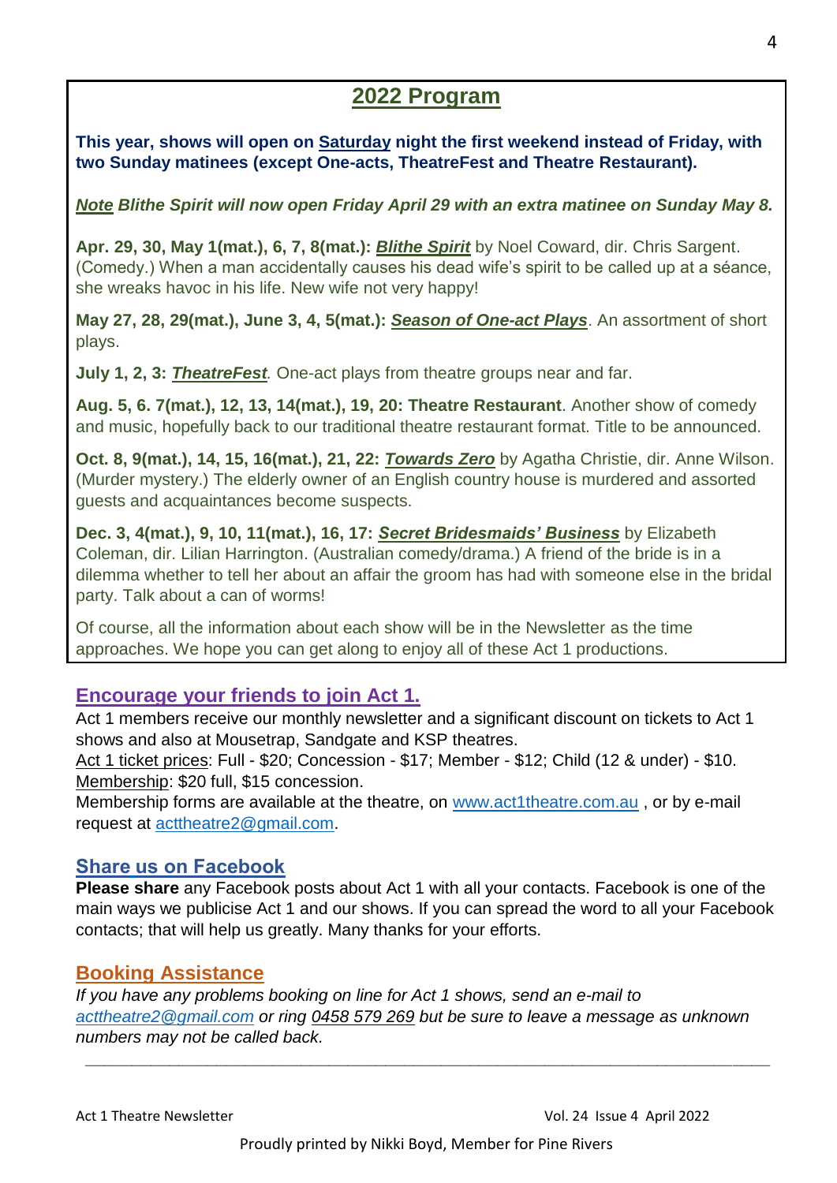## 2022 Program

**This year, shows will open on Saturday night the first weekend instead of Friday, with two Sunday matinees (except One-acts, TheatreFest and Theatre Restaurant).**

***Note** Blithe Spirit will now open Friday April 29 with an extra matinee on Sunday May 8.*

**Apr. 29, 30, May 1(mat.), 6, 7, 8(mat.): *Blithe Spirit*** by Noel Coward, dir. Chris Sargent. (Comedy.) When a man accidentally causes his dead wife's spirit to be called up at a séance, she wreaks havoc in his life. New wife not very happy!

**May 27, 28, 29(mat.), June 3, 4, 5(mat.): *Season of One-act Plays***. An assortment of short plays.

**July 1, 2, 3: *TheatreFest*.** One-act plays from theatre groups near and far.

**Aug. 5, 6. 7(mat.), 12, 13, 14(mat.), 19, 20: Theatre Restaurant**. Another show of comedy and music, hopefully back to our traditional theatre restaurant format. Title to be announced.

**Oct. 8, 9(mat.), 14, 15, 16(mat.), 21, 22: *Towards Zero*** by Agatha Christie, dir. Anne Wilson. (Murder mystery.) The elderly owner of an English country house is murdered and assorted guests and acquaintances become suspects.

**Dec. 3, 4(mat.), 9, 10, 11(mat.), 16, 17: *Secret Bridesmaids' Business*** by Elizabeth Coleman, dir. Lilian Harrington. (Australian comedy/drama.) A friend of the bride is in a dilemma whether to tell her about an affair the groom has had with someone else in the bridal party. Talk about a can of worms!

Of course, all the information about each show will be in the Newsletter as the time approaches. We hope you can get along to enjoy all of these Act 1 productions.

### Encourage your friends to join Act 1.

Act 1 members receive our monthly newsletter and a significant discount on tickets to Act 1 shows and also at Mousetrap, Sandgate and KSP theatres.
Act 1 ticket prices: Full - $20; Concession - $17; Member - $12; Child (12 & under) - $10.
Membership: $20 full, $15 concession.
Membership forms are available at the theatre, on www.act1theatre.com.au , or by e-mail request at acttheatre2@gmail.com.

### Share us on Facebook

**Please share** any Facebook posts about Act 1 with all your contacts. Facebook is one of the main ways we publicise Act 1 and our shows. If you can spread the word to all your Facebook contacts; that will help us greatly. Many thanks for your efforts.

### Booking Assistance

*If you have any problems booking on line for Act 1 shows, send an e-mail to acttheatre2@gmail.com or ring 0458 579 269 but be sure to leave a message as unknown numbers may not be called back.*

Proudly printed by Nikki Boyd, Member for Pine Rivers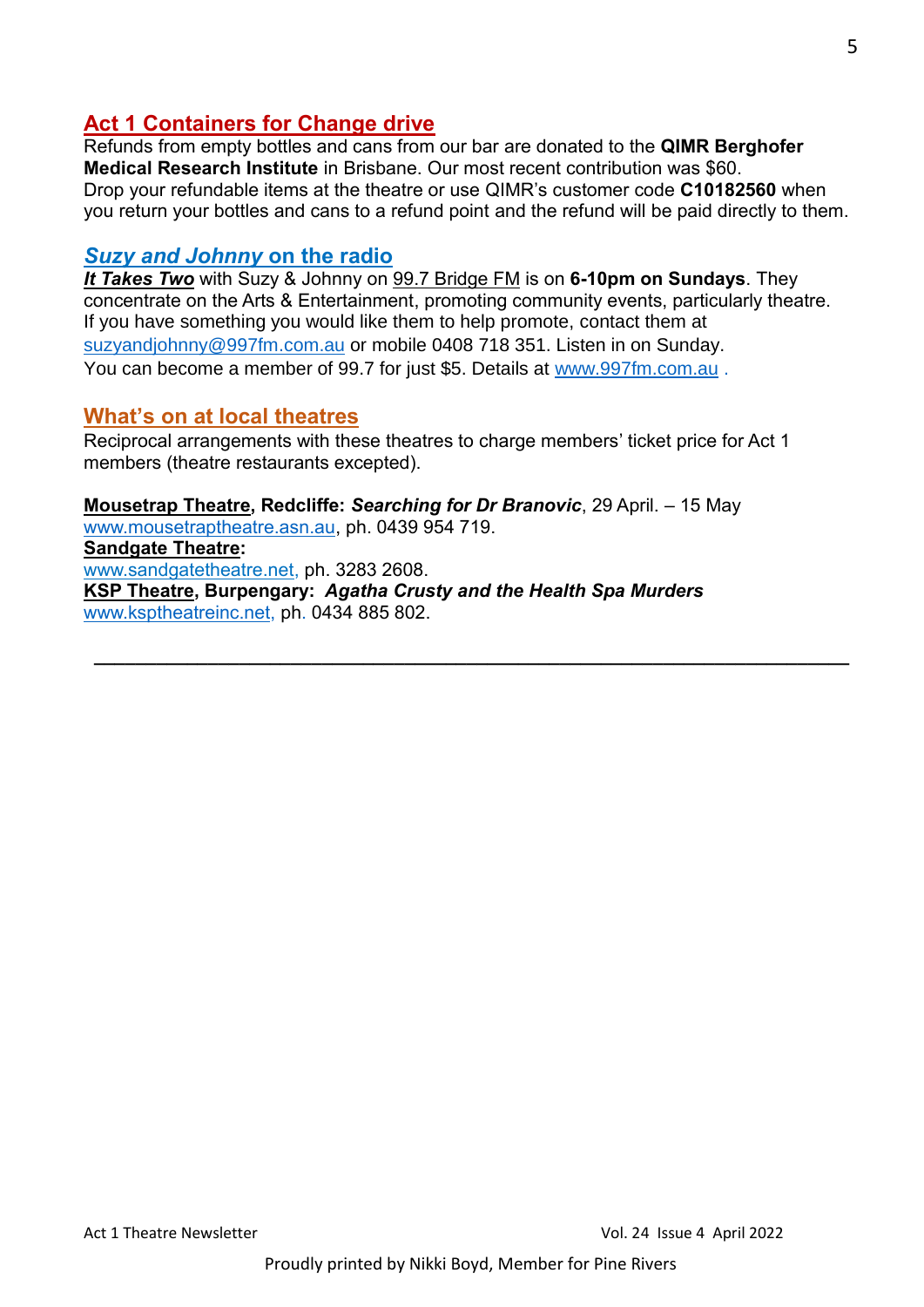## Act 1 Containers for Change drive

Refunds from empty bottles and cans from our bar are donated to the **QIMR Berghofer Medical Research Institute** in Brisbane. Our most recent contribution was $60.
Drop your refundable items at the theatre or use QIMR's customer code **C10182560** when you return your bottles and cans to a refund point and the refund will be paid directly to them.

## *Suzy and Johnny* on the radio

***It Takes Two*** with Suzy & Johnny on 99.7 Bridge FM is on **6-10pm on Sundays**. They concentrate on the Arts & Entertainment, promoting community events, particularly theatre. If you have something you would like them to help promote, contact them at suzyandjohnny@997fm.com.au or mobile 0408 718 351. Listen in on Sunday.
You can become a member of 99.7 for just $5. Details at www.997fm.com.au .

## What's on at local theatres

Reciprocal arrangements with these theatres to charge members' ticket price for Act 1 members (theatre restaurants excepted).

**Mousetrap Theatre, Redcliffe:** ***Searching for Dr Branovic***, 29 April. – 15 May
www.mousetraptheatre.asn.au, ph. 0439 954 719.
**Sandgate Theatre:**
www.sandgatetheatre.net, ph. 3283 2608.
**KSP Theatre, Burpengary:** ***Agatha Crusty and the Health Spa Murders***
www.ksptheatreinc.net, ph. 0434 885 802.

---

Proudly printed by Nikki Boyd, Member for Pine Rivers